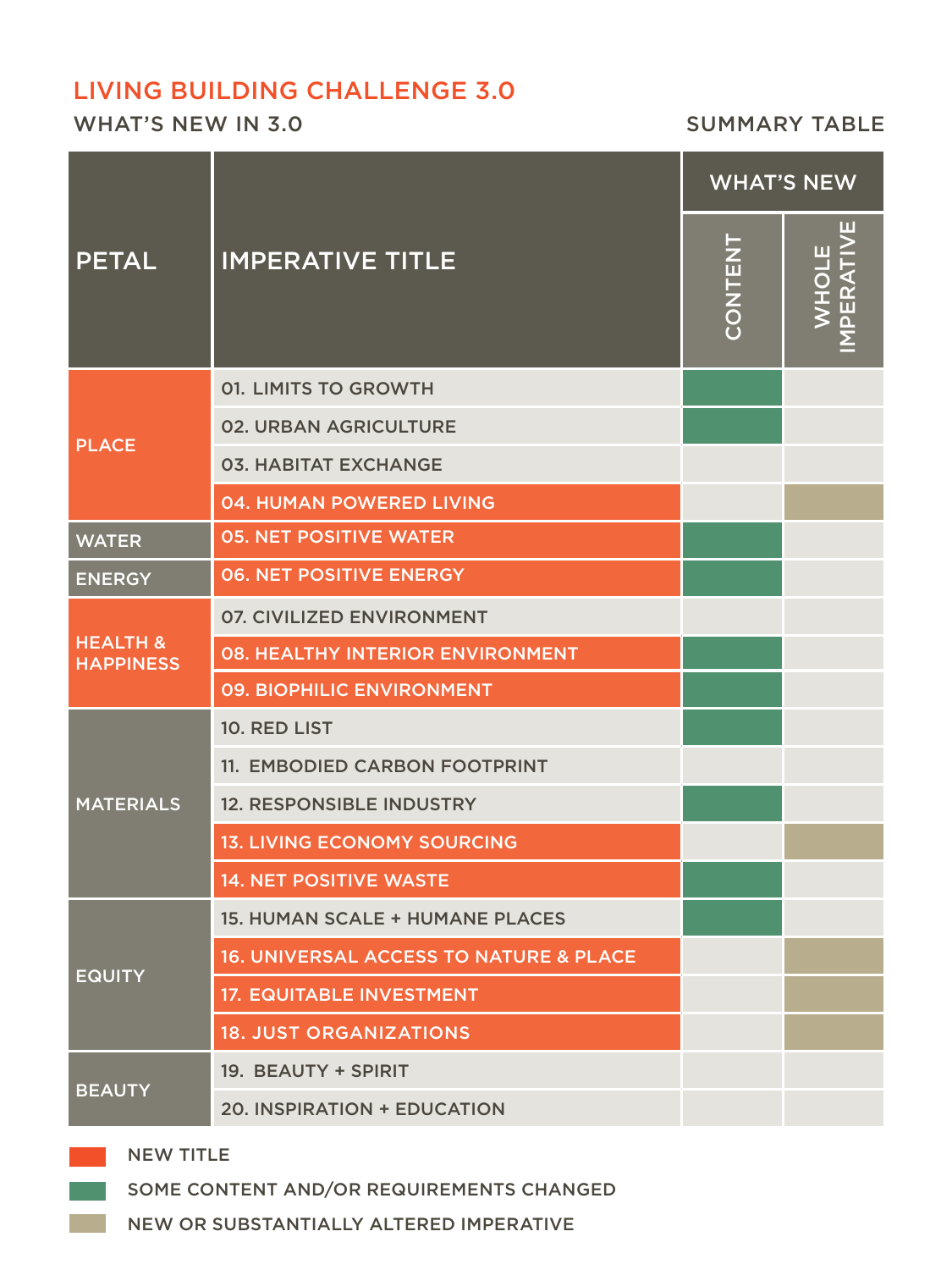# LIVING BUILDING CHALLENGE 3.0

## WHAT'S NEW IN 3.0

SUMMARY TABLE

| PETAL | IMPERATIVE TITLE | WHAT'S NEW: CONTENT | WHAT'S NEW: WHOLE IMPERATIVE |
|---|---|---|---|
| PLACE | 01. LIMITS TO GROWTH | ● | |
| PLACE | 02. URBAN AGRICULTURE | ● | |
| PLACE | 03. HABITAT EXCHANGE | | |
| PLACE | 04. HUMAN POWERED LIVING ■ | | ◆ |
| WATER | 05. NET POSITIVE WATER ■ | ● | |
| ENERGY | 06. NET POSITIVE ENERGY ■ | ● | |
| HEALTH & HAPPINESS | 07. CIVILIZED ENVIRONMENT | | |
| HEALTH & HAPPINESS | 08. HEALTHY INTERIOR ENVIRONMENT ■ | ● | |
| HEALTH & HAPPINESS | 09. BIOPHILIC ENVIRONMENT ■ | ● | |
| MATERIALS | 10. RED LIST | ● | |
| MATERIALS | 11. EMBODIED CARBON FOOTPRINT | | |
| MATERIALS | 12. RESPONSIBLE INDUSTRY | ● | |
| MATERIALS | 13. LIVING ECONOMY SOURCING ■ | | ◆ |
| MATERIALS | 14. NET POSITIVE WASTE ■ | ● | |
| EQUITY | 15. HUMAN SCALE + HUMANE PLACES | ● | |
| EQUITY | 16. UNIVERSAL ACCESS TO NATURE & PLACE ■ | | ◆ |
| EQUITY | 17. EQUITABLE INVESTMENT ■ | | ◆ |
| EQUITY | 18. JUST ORGANIZATIONS ■ | | ◆ |
| BEAUTY | 19. BEAUTY + SPIRIT | | |
| BEAUTY | 20. INSPIRATION + EDUCATION | | |

- ■ NEW TITLE
- ● SOME CONTENT AND/OR REQUIREMENTS CHANGED
- ◆ NEW OR SUBSTANTIALLY ALTERED IMPERATIVE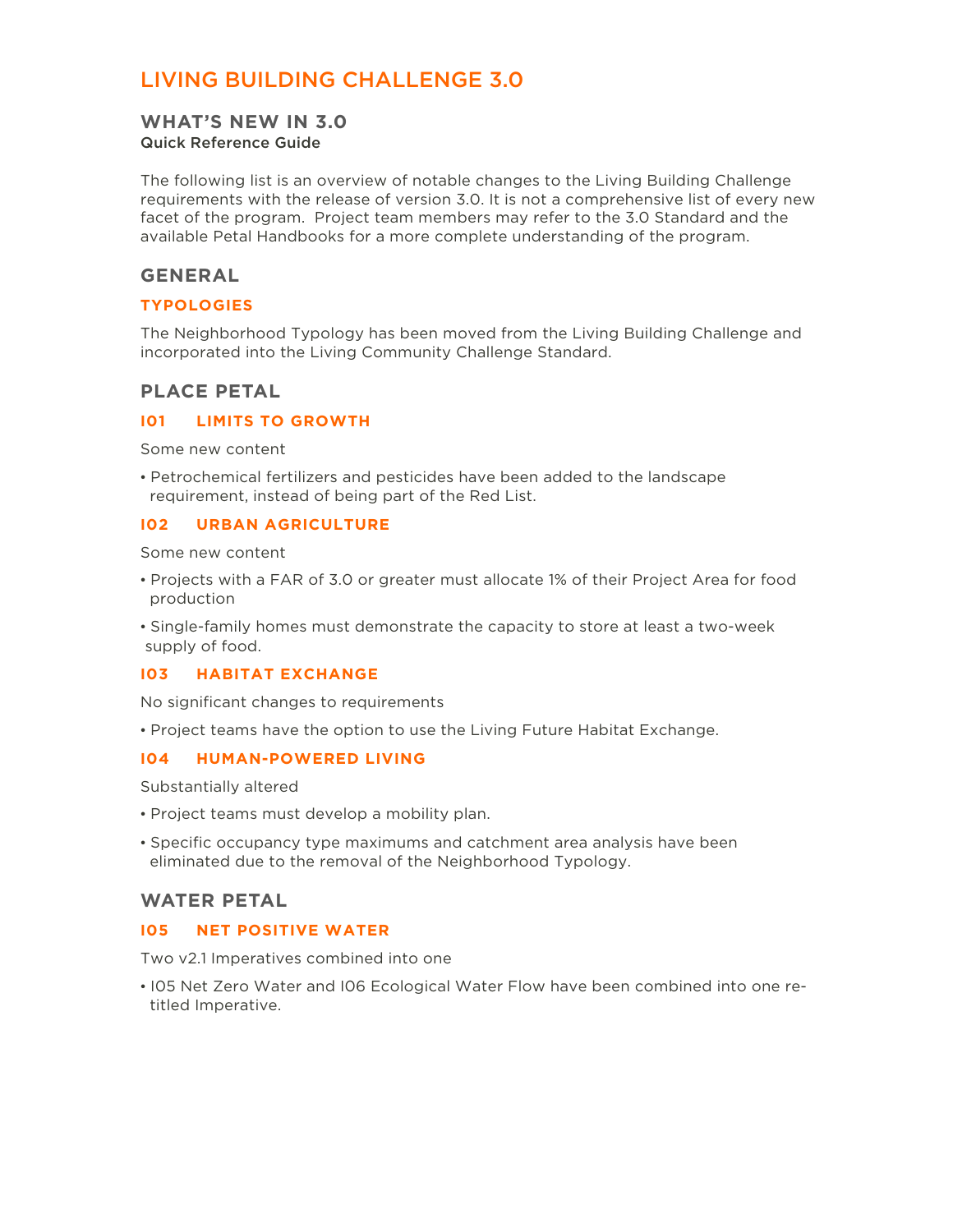# LIVING BUILDING CHALLENGE 3.0

## WHAT'S NEW IN 3.0

**Quick Reference Guide**

The following list is an overview of notable changes to the Living Building Challenge requirements with the release of version 3.0. It is not a comprehensive list of every new facet of the program. Project team members may refer to the 3.0 Standard and the available Petal Handbooks for a more complete understanding of the program.

## GENERAL

### TYPOLOGIES

The Neighborhood Typology has been moved from the Living Building Challenge and incorporated into the Living Community Challenge Standard.

## PLACE PETAL

### I01 LIMITS TO GROWTH

Some new content

- Petrochemical fertilizers and pesticides have been added to the landscape requirement, instead of being part of the Red List.

### I02 URBAN AGRICULTURE

Some new content

- Projects with a FAR of 3.0 or greater must allocate 1% of their Project Area for food production
- Single-family homes must demonstrate the capacity to store at least a two-week supply of food.

### I03 HABITAT EXCHANGE

No significant changes to requirements

- Project teams have the option to use the Living Future Habitat Exchange.

### I04 HUMAN-POWERED LIVING

Substantially altered

- Project teams must develop a mobility plan.
- Specific occupancy type maximums and catchment area analysis have been eliminated due to the removal of the Neighborhood Typology.

## WATER PETAL

### I05 NET POSITIVE WATER

Two v2.1 Imperatives combined into one

- I05 Net Zero Water and I06 Ecological Water Flow have been combined into one re-titled Imperative.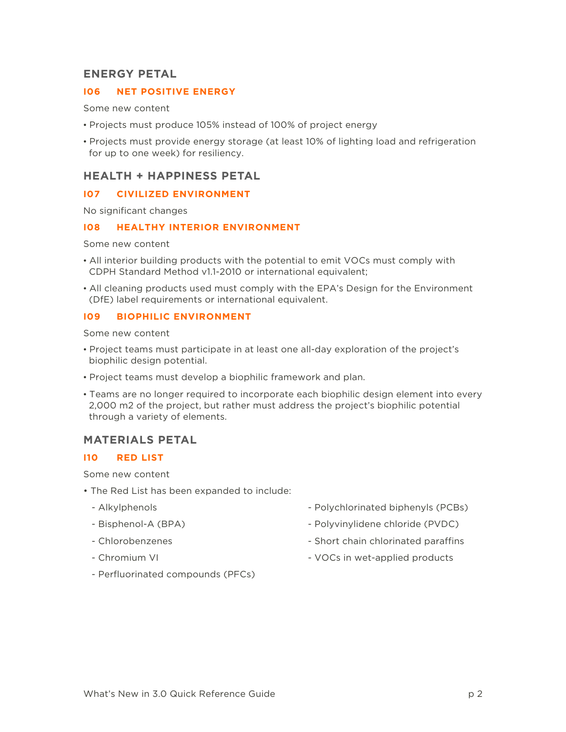## ENERGY PETAL

### I06 NET POSITIVE ENERGY

Some new content

- Projects must produce 105% instead of 100% of project energy
- Projects must provide energy storage (at least 10% of lighting load and refrigeration for up to one week) for resiliency.

## HEALTH + HAPPINESS PETAL

### I07 CIVILIZED ENVIRONMENT

No significant changes

### I08 HEALTHY INTERIOR ENVIRONMENT

Some new content

- All interior building products with the potential to emit VOCs must comply with CDPH Standard Method v1.1-2010 or international equivalent;
- All cleaning products used must comply with the EPA's Design for the Environment (DfE) label requirements or international equivalent.

### I09 BIOPHILIC ENVIRONMENT

Some new content

- Project teams must participate in at least one all-day exploration of the project's biophilic design potential.
- Project teams must develop a biophilic framework and plan.
- Teams are no longer required to incorporate each biophilic design element into every 2,000 m2 of the project, but rather must address the project's biophilic potential through a variety of elements.

## MATERIALS PETAL

### I10 RED LIST

Some new content

- The Red List has been expanded to include:
  - Alkylphenols
  - Bisphenol-A (BPA)
  - Chlorobenzenes
  - Chromium VI
  - Perfluorinated compounds (PFCs)
  - Polychlorinated biphenyls (PCBs)
  - Polyvinylidene chloride (PVDC)
  - Short chain chlorinated paraffins
  - VOCs in wet-applied products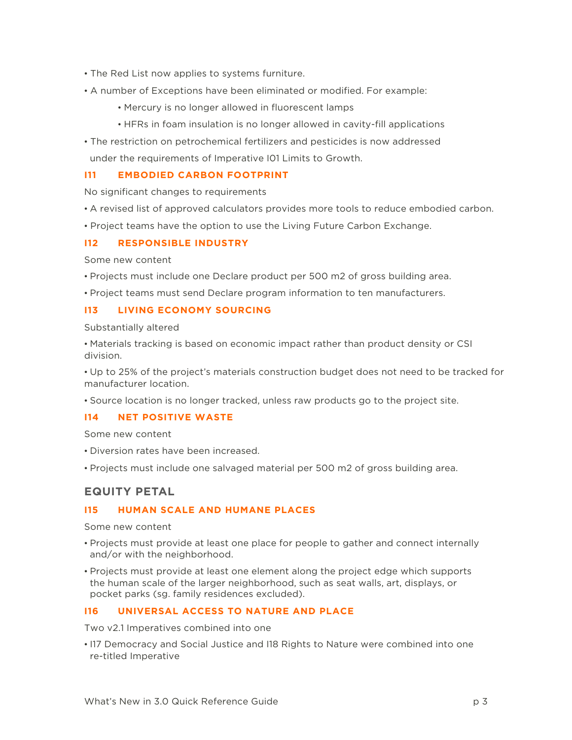- The Red List now applies to systems furniture.
- A number of Exceptions have been eliminated or modified. For example:
    - Mercury is no longer allowed in fluorescent lamps
    - HFRs in foam insulation is no longer allowed in cavity-fill applications
- The restriction on petrochemical fertilizers and pesticides is now addressed under the requirements of Imperative I01 Limits to Growth.

### I11 EMBODIED CARBON FOOTPRINT

No significant changes to requirements

- A revised list of approved calculators provides more tools to reduce embodied carbon.
- Project teams have the option to use the Living Future Carbon Exchange.

### I12 RESPONSIBLE INDUSTRY

Some new content

- Projects must include one Declare product per 500 m2 of gross building area.
- Project teams must send Declare program information to ten manufacturers.

### I13 LIVING ECONOMY SOURCING

Substantially altered

- Materials tracking is based on economic impact rather than product density or CSI division.
- Up to 25% of the project's materials construction budget does not need to be tracked for manufacturer location.
- Source location is no longer tracked, unless raw products go to the project site.

### I14 NET POSITIVE WASTE

Some new content

- Diversion rates have been increased.
- Projects must include one salvaged material per 500 m2 of gross building area.

## EQUITY PETAL

### I15 HUMAN SCALE AND HUMANE PLACES

Some new content

- Projects must provide at least one place for people to gather and connect internally and/or with the neighborhood.
- Projects must provide at least one element along the project edge which supports the human scale of the larger neighborhood, such as seat walls, art, displays, or pocket parks (sg. family residences excluded).

### I16 UNIVERSAL ACCESS TO NATURE AND PLACE

Two v2.1 Imperatives combined into one

- I17 Democracy and Social Justice and I18 Rights to Nature were combined into one re-titled Imperative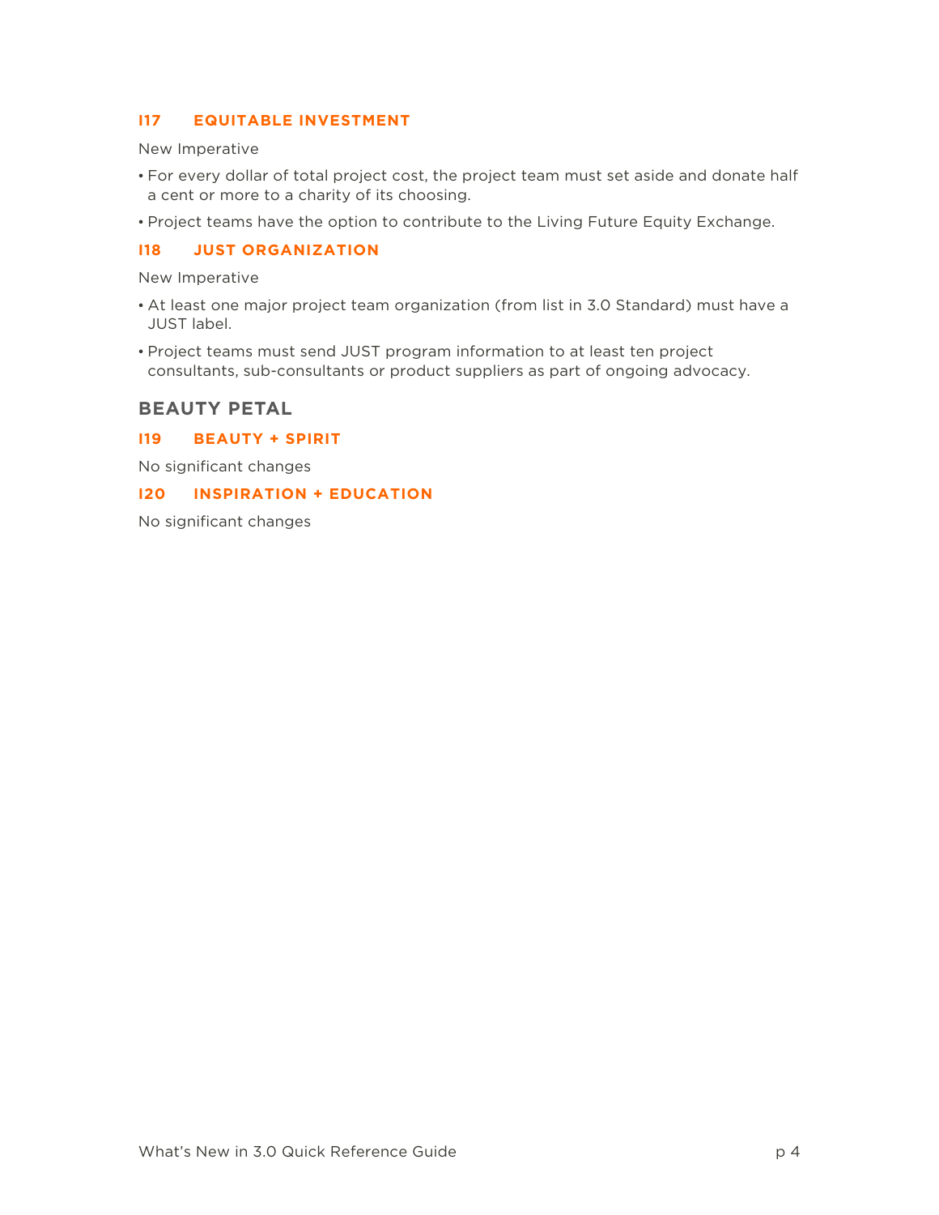### I17 EQUITABLE INVESTMENT

New Imperative

- For every dollar of total project cost, the project team must set aside and donate half a cent or more to a charity of its choosing.
- Project teams have the option to contribute to the Living Future Equity Exchange.

### I18 JUST ORGANIZATION

New Imperative

- At least one major project team organization (from list in 3.0 Standard) must have a JUST label.
- Project teams must send JUST program information to at least ten project consultants, sub-consultants or product suppliers as part of ongoing advocacy.

## BEAUTY PETAL

### I19 BEAUTY + SPIRIT

No significant changes

### I20 INSPIRATION + EDUCATION

No significant changes